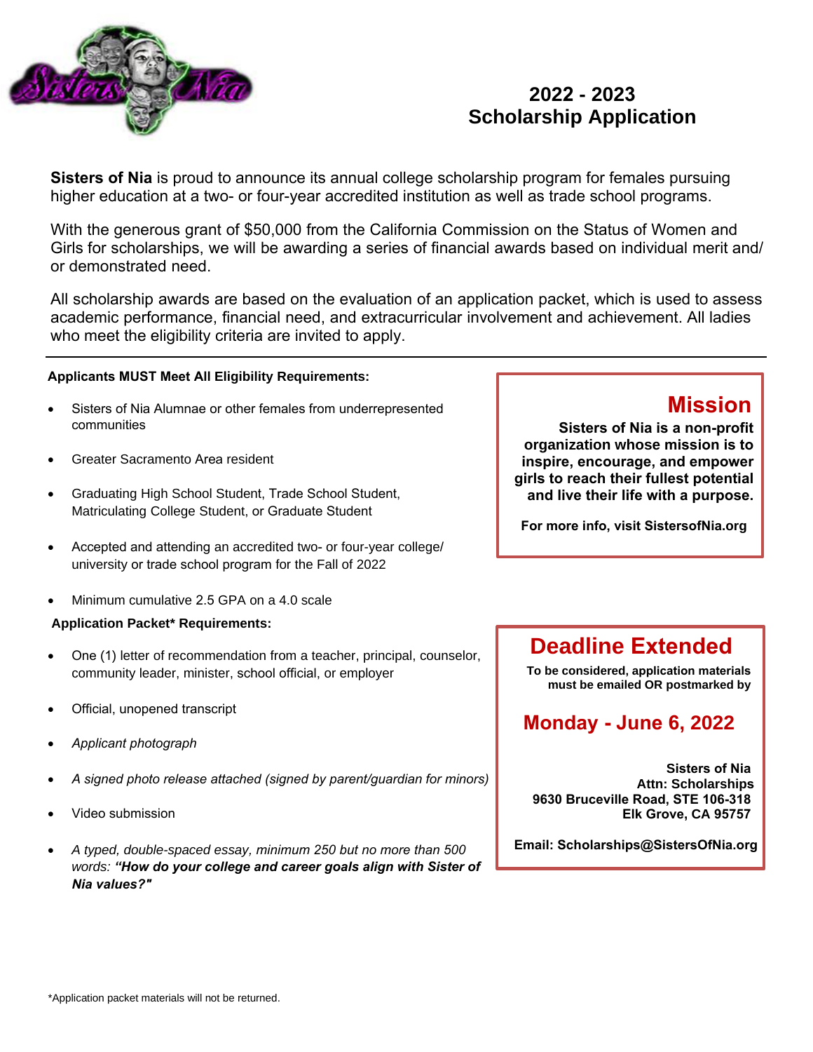# 2022 - 2023
# Scholarship Application

**Sisters of Nia** is proud to announce its annual college scholarship program for females pursuing higher education at a two- or four-year accredited institution as well as trade school programs.

With the generous grant of $50,000 from the California Commission on the Status of Women and Girls for scholarships, we will be awarding a series of financial awards based on individual merit and/or demonstrated need.

All scholarship awards are based on the evaluation of an application packet, which is used to assess academic performance, financial need, and extracurricular involvement and achievement. All ladies who meet the eligibility criteria are invited to apply.

---

**Applicants MUST Meet All Eligibility Requirements:**

- Sisters of Nia Alumnae or other females from underrepresented communities
- Greater Sacramento Area resident
- Graduating High School Student, Trade School Student, Matriculating College Student, or Graduate Student
- Accepted and attending an accredited two- or four-year college/university or trade school program for the Fall of 2022
- Minimum cumulative 2.5 GPA on a 4.0 scale

**Application Packet* Requirements:**

- One (1) letter of recommendation from a teacher, principal, counselor, community leader, minister, school official, or employer
- Official, unopened transcript
- *Applicant photograph*
- *A signed photo release attached (signed by parent/guardian for minors)*
- Video submission
- *A typed, double-spaced essay, minimum 250 but no more than 500 words:* ***"How do your college and career goals align with Sister of Nia values?"***

## Mission

**Sisters of Nia is a non-profit organization whose mission is to inspire, encourage, and empower girls to reach their fullest potential and live their life with a purpose.**

**For more info, visit SistersofNia.org**

## Deadline Extended

**To be considered, application materials must be emailed OR postmarked by**

## Monday - June 6, 2022

**Sisters of Nia**
**Attn: Scholarships**
**9630 Bruceville Road, STE 106-318**
**Elk Grove, CA 95757**

**Email: Scholarships@SistersOfNia.org**

*Application packet materials will not be returned.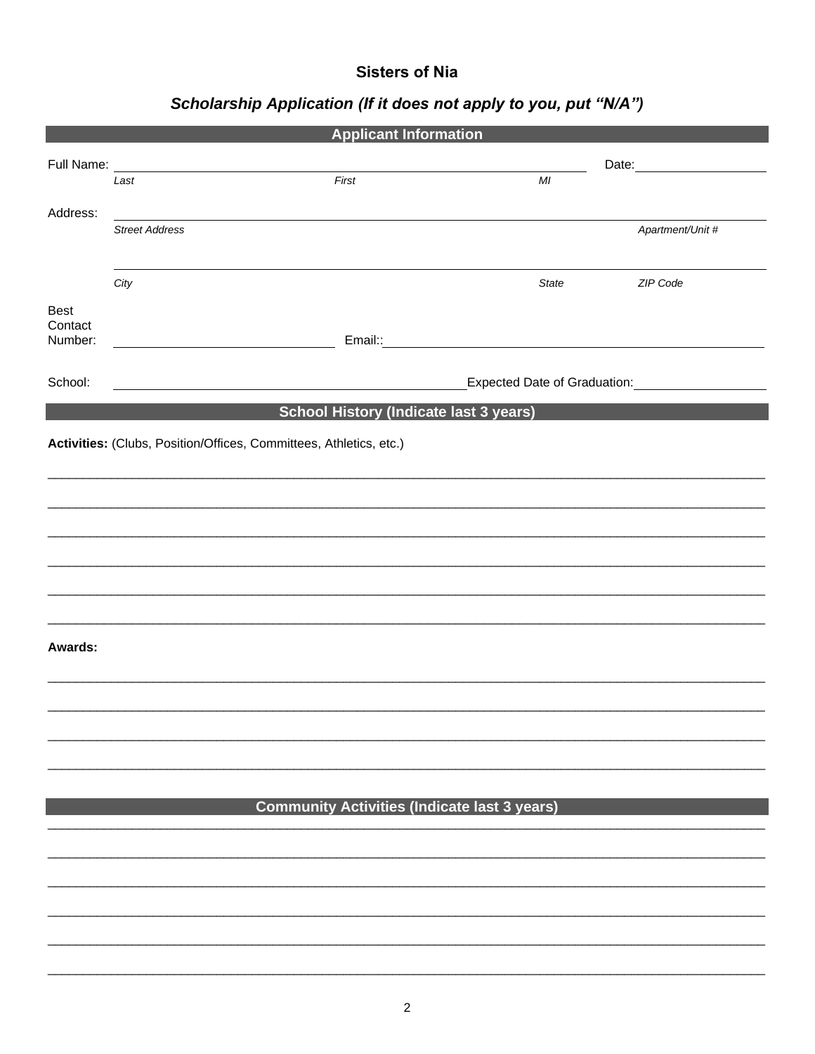# Sisters of Nia

## *Scholarship Application (If it does not apply to you, put "N/A")*

## Applicant Information

Full Name: ______________________________________________ Date: ______________

*Last* *First* *MI*

Address: ____________________________________________________________

*Street Address* *Apartment/Unit #*

____________________________________________________________

*City* *State* *ZIP Code*

Best Contact Number: ____________________ Email:: ______________________________________

School: ______________________________ Expected Date of Graduation: ______________

## School History (Indicate last 3 years)

**Activities:** (Clubs, Position/Offices, Committees, Athletics, etc.)

____________________________________________________________

____________________________________________________________

____________________________________________________________

____________________________________________________________

____________________________________________________________

____________________________________________________________

**Awards:**

____________________________________________________________

____________________________________________________________

____________________________________________________________

____________________________________________________________

## Community Activities (Indicate last 3 years)

____________________________________________________________

____________________________________________________________

____________________________________________________________

____________________________________________________________

____________________________________________________________

____________________________________________________________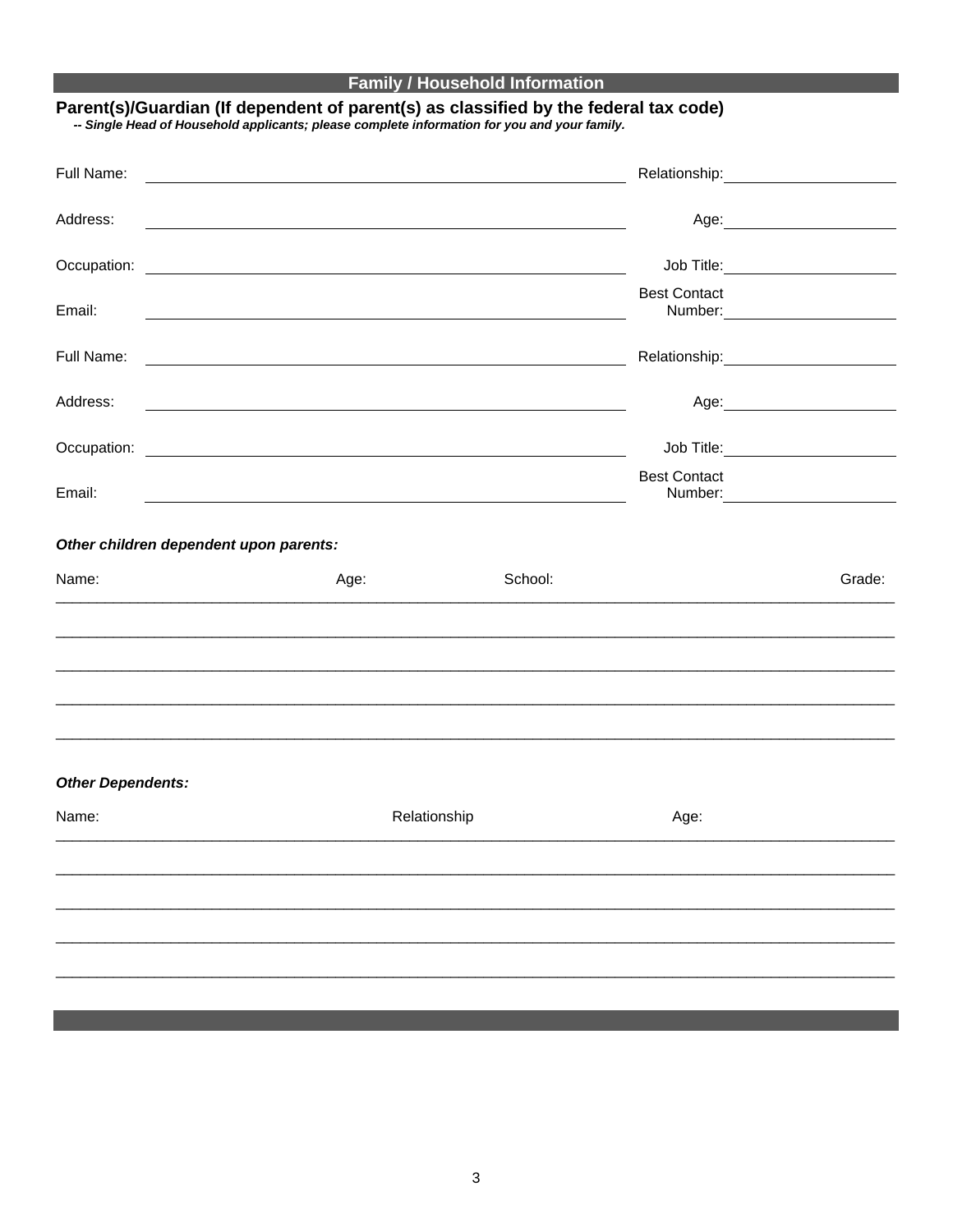## Family / Household Information

**Parent(s)/Guardian (If dependent of parent(s) as classified by the federal tax code)**

***-- Single Head of Household applicants; please complete information for you and your family.***

Full Name: ______________________________ Relationship: ______________

Address: ______________________________ Age: ______________

Occupation: ______________________________ Job Title: ______________

Email: ______________________________ Best Contact Number: ______________

Full Name: ______________________________ Relationship: ______________

Address: ______________________________ Age: ______________

Occupation: ______________________________ Job Title: ______________

Email: ______________________________ Best Contact Number: ______________

***Other children dependent upon parents:***

| Name: | Age: | School: | Grade: |
|---|---|---|---|
| | | | |
| | | | |
| | | | |
| | | | |
| | | | |

***Other Dependents:***

| Name: | Relationship | Age: |
|---|---|---|
| | | |
| | | |
| | | |
| | | |
| | | |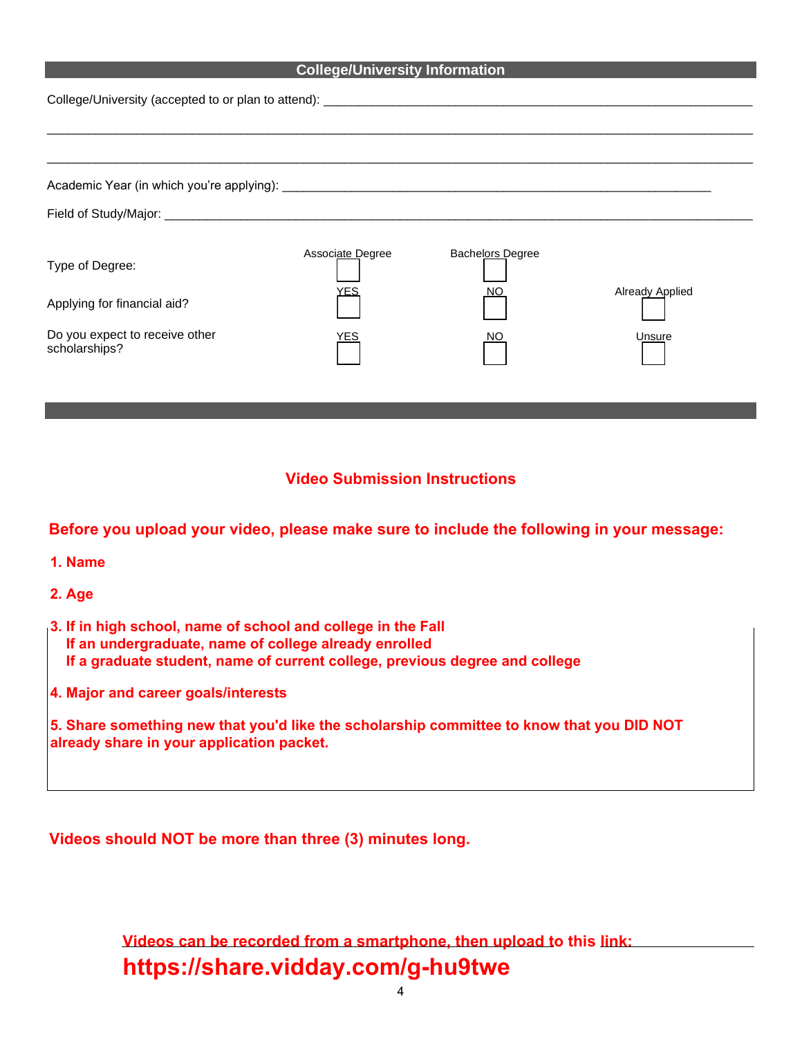## College/University Information

College/University (accepted to or plan to attend): ______________________________________________

______________________________________________________________________________

______________________________________________________________________________

Academic Year (in which you're applying): ______________________________________________

Field of Study/Major: ______________________________________________________________

| | | | |
|---|---|---|---|
| Type of Degree: | Associate Degree ☐ | Bachelors Degree ☐ | |
| Applying for financial aid? | YES ☐ | NO ☐ | Already Applied ☐ |
| Do you expect to receive other scholarships? | YES ☐ | NO ☐ | Unsure ☐ |

## Video Submission Instructions

**Before you upload your video, please make sure to include the following in your message:**

**1. Name**

**2. Age**

**3. If in high school, name of school and college in the Fall**
**If an undergraduate, name of college already enrolled**
**If a graduate student, name of current college, previous degree and college**

**4. Major and career goals/interests**

**5. Share something new that you'd like the scholarship committee to know that you DID NOT already share in your application packet.**

**Videos should NOT be more than three (3) minutes long.**

**Videos can be recorded from a smartphone, then upload to this link:**

**https://share.vidday.com/g-hu9twe**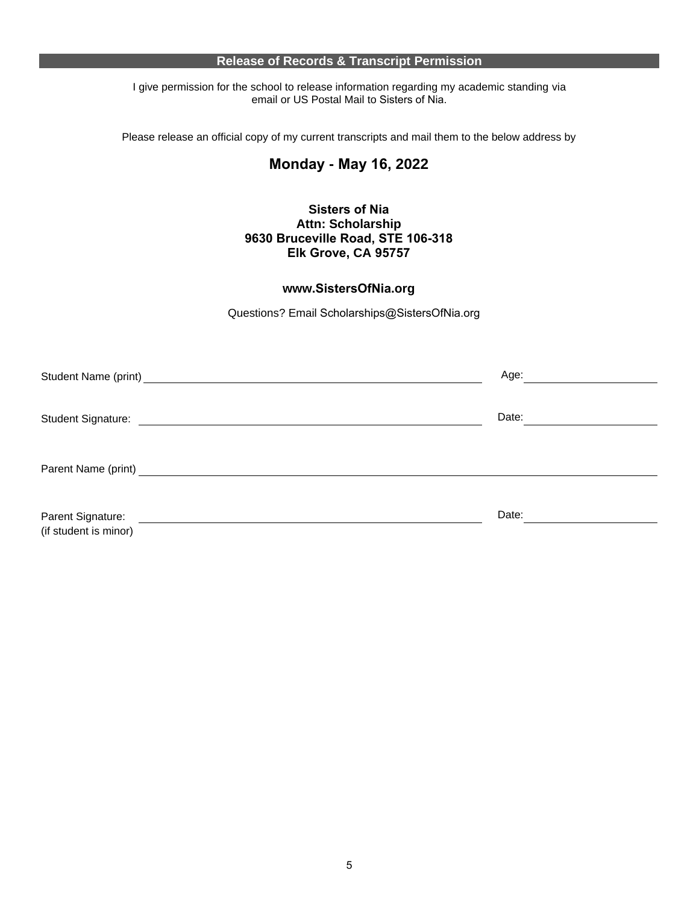## Release of Records & Transcript Permission

I give permission for the school to release information regarding my academic standing via email or US Postal Mail to Sisters of Nia.

Please release an official copy of my current transcripts and mail them to the below address by

### Monday - May 16, 2022

**Sisters of Nia**
**Attn: Scholarship**
**9630 Bruceville Road, STE 106-318**
**Elk Grove, CA 95757**

**www.SistersOfNia.org**

Questions? Email Scholarships@SistersOfNia.org

Student Name (print) ______________________________ Age: ______________

Student Signature: ______________________________ Date: ______________

Parent Name (print) ______________________________

Parent Signature: ______________________________ Date: ______________
(if student is minor)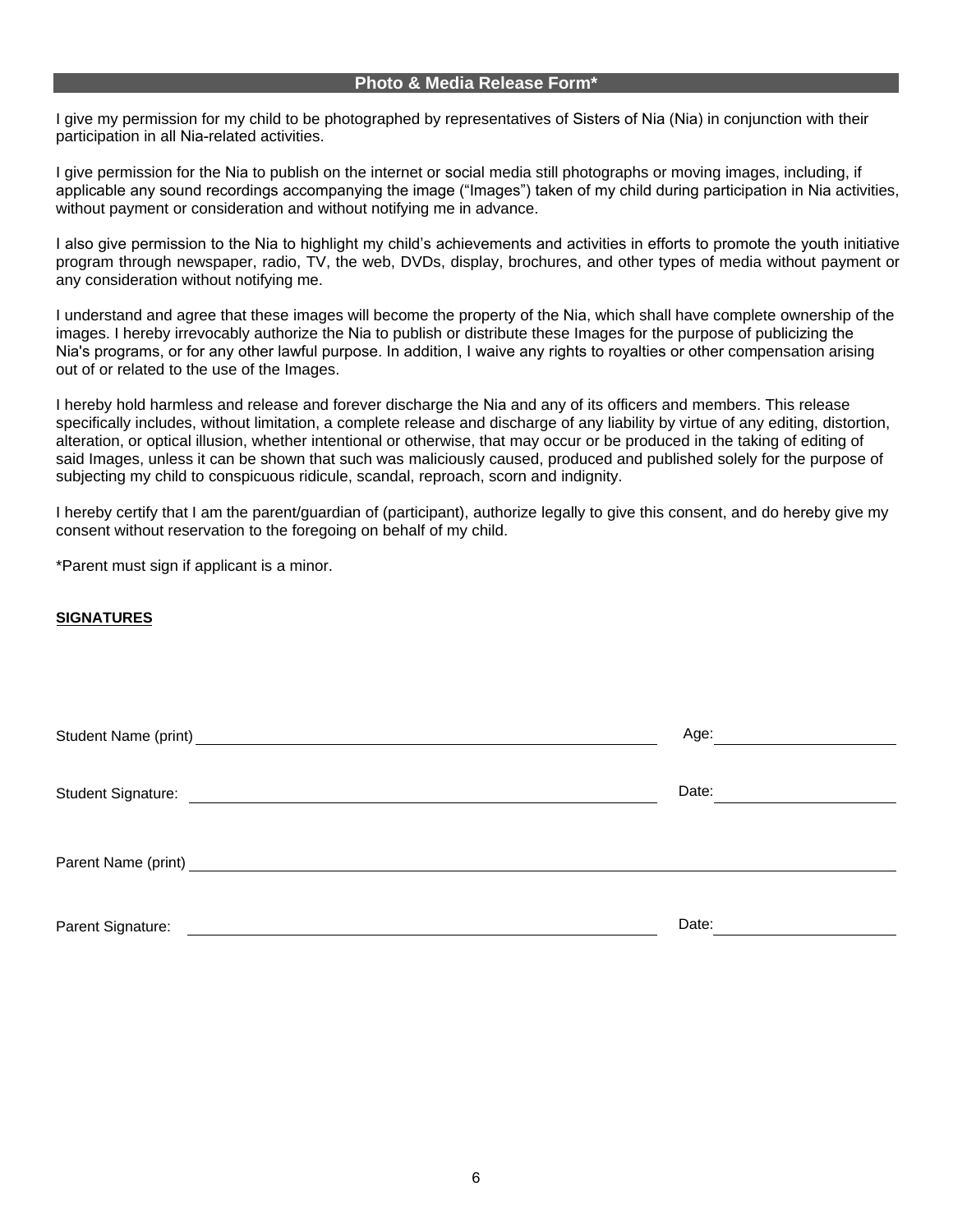## Photo & Media Release Form*

I give my permission for my child to be photographed by representatives of Sisters of Nia (Nia) in conjunction with their participation in all Nia-related activities.

I give permission for the Nia to publish on the internet or social media still photographs or moving images, including, if applicable any sound recordings accompanying the image ("Images") taken of my child during participation in Nia activities, without payment or consideration and without notifying me in advance.

I also give permission to the Nia to highlight my child's achievements and activities in efforts to promote the youth initiative program through newspaper, radio, TV, the web, DVDs, display, brochures, and other types of media without payment or any consideration without notifying me.

I understand and agree that these images will become the property of the Nia, which shall have complete ownership of the images. I hereby irrevocably authorize the Nia to publish or distribute these Images for the purpose of publicizing the Nia's programs, or for any other lawful purpose. In addition, I waive any rights to royalties or other compensation arising out of or related to the use of the Images.

I hereby hold harmless and release and forever discharge the Nia and any of its officers and members. This release specifically includes, without limitation, a complete release and discharge of any liability by virtue of any editing, distortion, alteration, or optical illusion, whether intentional or otherwise, that may occur or be produced in the taking of editing of said Images, unless it can be shown that such was maliciously caused, produced and published solely for the purpose of subjecting my child to conspicuous ridicule, scandal, reproach, scorn and indignity.

I hereby certify that I am the parent/guardian of (participant), authorize legally to give this consent, and do hereby give my consent without reservation to the foregoing on behalf of my child.

*Parent must sign if applicant is a minor.

**SIGNATURES**

Student Name (print) ______________________________ Age: ____________

Student Signature: ______________________________ Date: ____________

Parent Name (print) ______________________________

Parent Signature: ______________________________ Date: ____________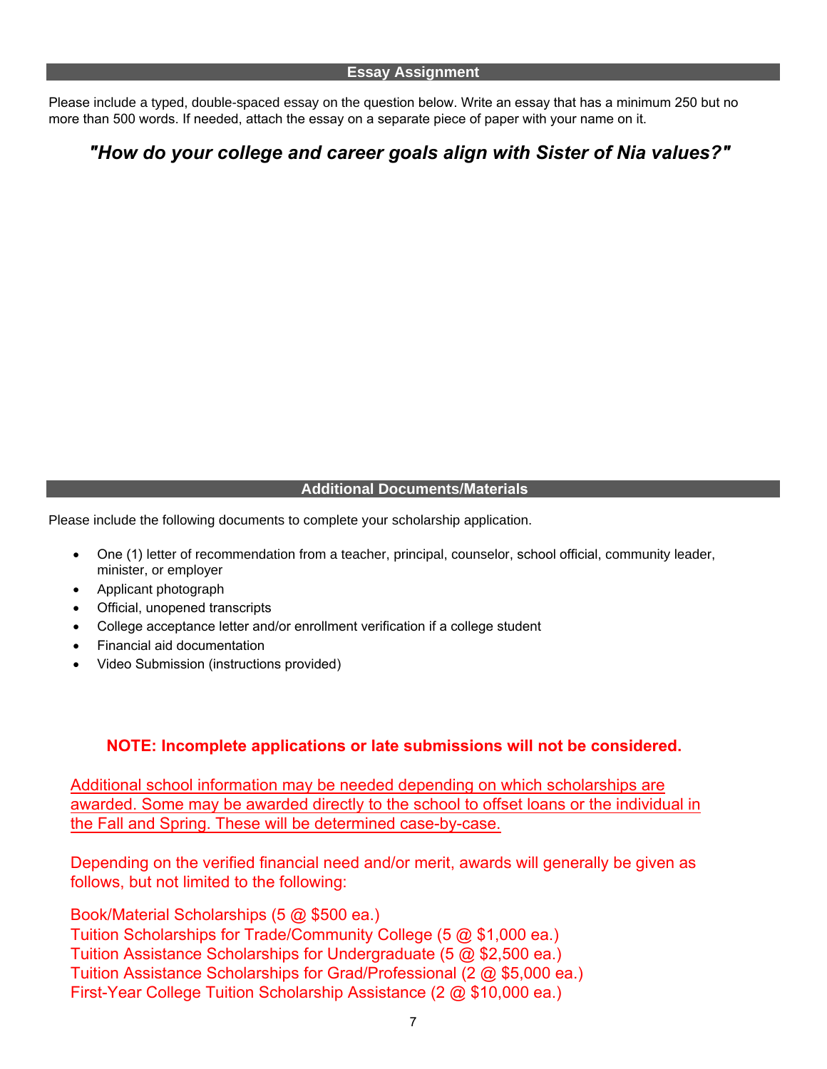## Essay Assignment

Please include a typed, double-spaced essay on the question below. Write an essay that has a minimum 250 but no more than 500 words. If needed, attach the essay on a separate piece of paper with your name on it.

### ***"How do your college and career goals align with Sister of Nia values?"***

## Additional Documents/Materials

Please include the following documents to complete your scholarship application.

- One (1) letter of recommendation from a teacher, principal, counselor, school official, community leader, minister, or employer
- Applicant photograph
- Official, unopened transcripts
- College acceptance letter and/or enrollment verification if a college student
- Financial aid documentation
- Video Submission (instructions provided)

**NOTE: Incomplete applications or late submissions will not be considered.**

Additional school information may be needed depending on which scholarships are awarded. Some may be awarded directly to the school to offset loans or the individual in the Fall and Spring. These will be determined case-by-case.

Depending on the verified financial need and/or merit, awards will generally be given as follows, but not limited to the following:

Book/Material Scholarships (5 @ $500 ea.)
Tuition Scholarships for Trade/Community College (5 @ $1,000 ea.)
Tuition Assistance Scholarships for Undergraduate (5 @ $2,500 ea.)
Tuition Assistance Scholarships for Grad/Professional (2 @ $5,000 ea.)
First-Year College Tuition Scholarship Assistance (2 @ $10,000 ea.)